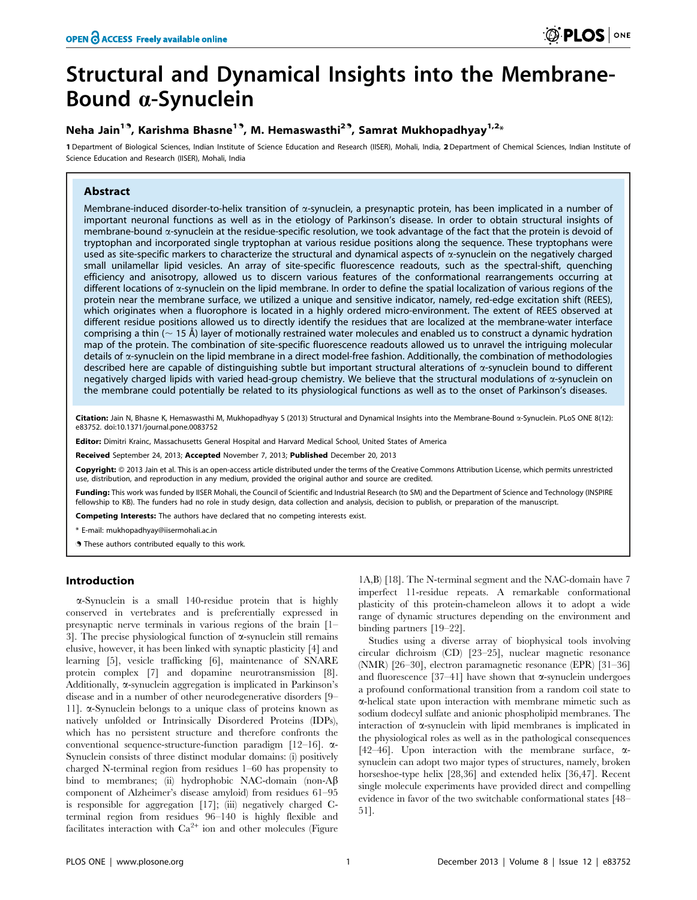# Structural and Dynamical Insights into the Membrane-Bound α-Synuclein

**Neha Jain[1]⁹, Karishma Bhasne[1]⁹, M. Hemaswasthi[2]⁹, Samrat Mukhopadhyay[1,2]***

1 Department of Biological Sciences, Indian Institute of Science Education and Research (IISER), Mohali, India, 2 Department of Chemical Sciences, Indian Institute of Science Education and Research (IISER), Mohali, India

## Abstract

Membrane-induced disorder-to-helix transition of α-synuclein, a presynaptic protein, has been implicated in a number of important neuronal functions as well as in the etiology of Parkinson's disease. In order to obtain structural insights of membrane-bound α-synuclein at the residue-specific resolution, we took advantage of the fact that the protein is devoid of tryptophan and incorporated single tryptophan at various residue positions along the sequence. These tryptophans were used as site-specific markers to characterize the structural and dynamical aspects of α-synuclein on the negatively charged small unilamellar lipid vesicles. An array of site-specific fluorescence readouts, such as the spectral-shift, quenching efficiency and anisotropy, allowed us to discern various features of the conformational rearrangements occurring at different locations of α-synuclein on the lipid membrane. In order to define the spatial localization of various regions of the protein near the membrane surface, we utilized a unique and sensitive indicator, namely, red-edge excitation shift (REES), which originates when a fluorophore is located in a highly ordered micro-environment. The extent of REES observed at different residue positions allowed us to directly identify the residues that are localized at the membrane-water interface comprising a thin (~ 15 Å) layer of motionally restrained water molecules and enabled us to construct a dynamic hydration map of the protein. The combination of site-specific fluorescence readouts allowed us to unravel the intriguing molecular details of α-synuclein on the lipid membrane in a direct model-free fashion. Additionally, the combination of methodologies described here are capable of distinguishing subtle but important structural alterations of α-synuclein bound to different negatively charged lipids with varied head-group chemistry. We believe that the structural modulations of α-synuclein on the membrane could potentially be related to its physiological functions as well as to the onset of Parkinson's diseases.

**Citation:** Jain N, Bhasne K, Hemaswasthi M, Mukhopadhyay S (2013) Structural and Dynamical Insights into the Membrane-Bound α-Synuclein. PLoS ONE 8(12): e83752. doi:10.1371/journal.pone.0083752

**Editor:** Dimitri Krainc, Massachusetts General Hospital and Harvard Medical School, United States of America

**Received** September 24, 2013; **Accepted** November 7, 2013; **Published** December 20, 2013

**Copyright:** © 2013 Jain et al. This is an open-access article distributed under the terms of the Creative Commons Attribution License, which permits unrestricted use, distribution, and reproduction in any medium, provided the original author and source are credited.

**Funding:** This work was funded by IISER Mohali, the Council of Scientific and Industrial Research (to SM) and the Department of Science and Technology (INSPIRE fellowship to KB). The funders had no role in study design, data collection and analysis, decision to publish, or preparation of the manuscript.

**Competing Interests:** The authors have declared that no competing interests exist.

\* E-mail: mukhopadhyay@iisermohali.ac.in

⁹ These authors contributed equally to this work.

## Introduction

α-Synuclein is a small 140-residue protein that is highly conserved in vertebrates and is preferentially expressed in presynaptic nerve terminals in various regions of the brain [1–3]. The precise physiological function of α-synuclein still remains elusive, however, it has been linked with synaptic plasticity [4] and learning [5], vesicle trafficking [6], maintenance of SNARE protein complex [7] and dopamine neurotransmission [8]. Additionally, α-synuclein aggregation is implicated in Parkinson's disease and in a number of other neurodegenerative disorders [9–11]. α-Synuclein belongs to a unique class of proteins known as natively unfolded or Intrinsically Disordered Proteins (IDPs), which has no persistent structure and therefore confronts the conventional sequence-structure-function paradigm [12–16]. α-Synuclein consists of three distinct modular domains: (i) positively charged N-terminal region from residues 1–60 has propensity to bind to membranes; (ii) hydrophobic NAC-domain (non-Aβ component of Alzheimer's disease amyloid) from residues 61–95 is responsible for aggregation [17]; (iii) negatively charged C-terminal region from residues 96–140 is highly flexible and facilitates interaction with $Ca^{2+}$ ion and other molecules (Figure 1A,B) [18]. The N-terminal segment and the NAC-domain have 7 imperfect 11-residue repeats. A remarkable conformational plasticity of this protein-chameleon allows it to adopt a wide range of dynamic structures depending on the environment and binding partners [19–22].

Studies using a diverse array of biophysical tools involving circular dichroism (CD) [23–25], nuclear magnetic resonance (NMR) [26–30], electron paramagnetic resonance (EPR) [31–36] and fluorescence [37–41] have shown that α-synuclein undergoes a profound conformational transition from a random coil state to α-helical state upon interaction with membrane mimetic such as sodium dodecyl sulfate and anionic phospholipid membranes. The interaction of α-synuclein with lipid membranes is implicated in the physiological roles as well as in the pathological consequences [42–46]. Upon interaction with the membrane surface, α-synuclein can adopt two major types of structures, namely, broken horseshoe-type helix [28,36] and extended helix [36,47]. Recent single molecule experiments have provided direct and compelling evidence in favor of the two switchable conformational states [48–51].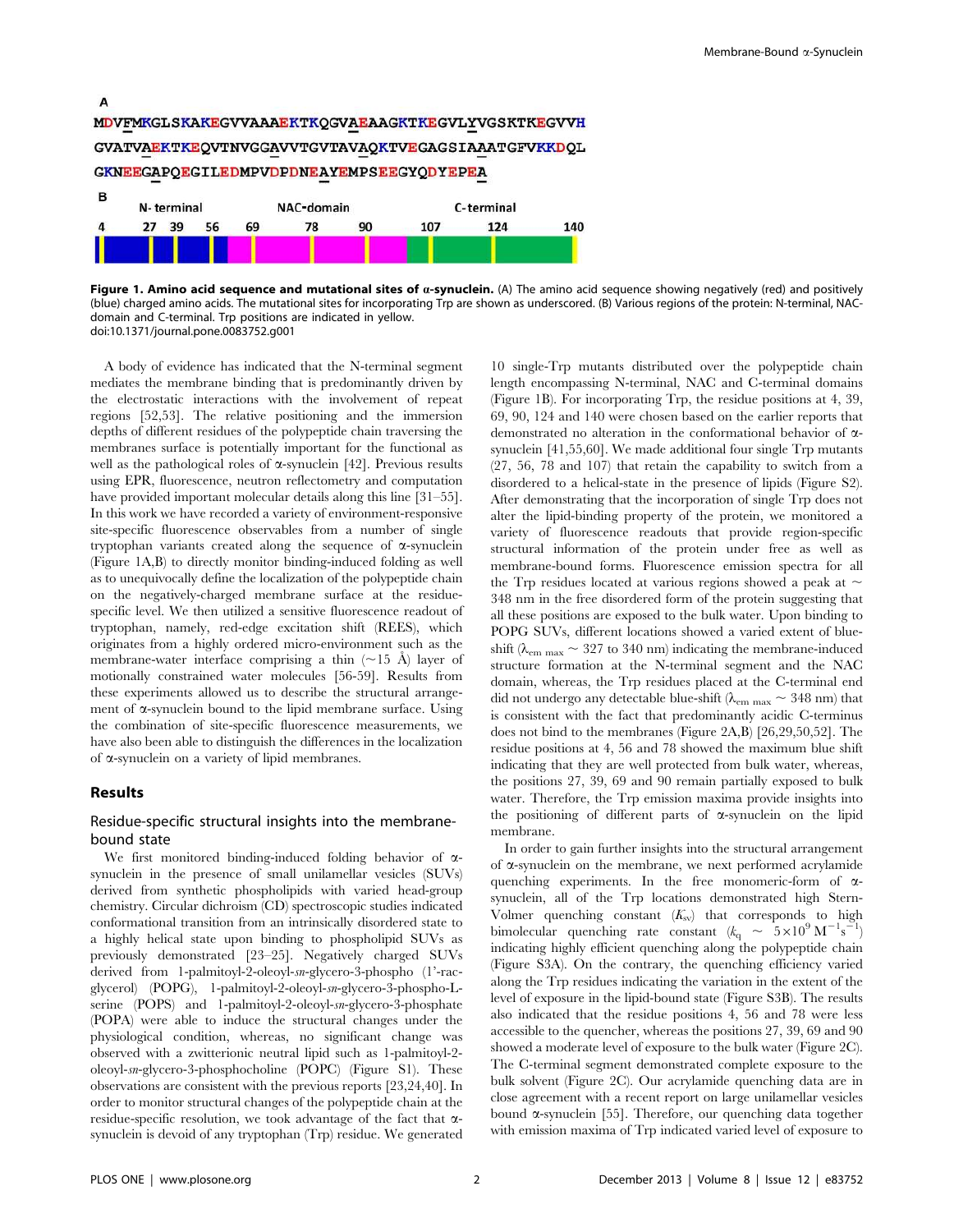**A**

MDVFMKGLSKAKEGVVAAAEKTKQGVAEAAGKTKEGVLYVGSKTKEGVVH
GVATVAEKTKEQVTNVGGAVVTGVTAVAQKTVEGAGSIAAATGFVKKDQL
GKNEEGAPQEGILEDMPVDPDNEAYEMPSEEGYQDYEPEA

**B**

| N- terminal | | | | NAC-domain | | | C-terminal | | |
|---|---|---|---|---|---|---|---|---|---|
| 4 | 27 | 39 | 56 | 69 | 78 | 90 | 107 | 124 | 140 |

**Figure 1. Amino acid sequence and mutational sites of α-synuclein.** (A) The amino acid sequence showing negatively (red) and positively (blue) charged amino acids. The mutational sites for incorporating Trp are shown as underscored. (B) Various regions of the protein: N-terminal, NAC-domain and C-terminal. Trp positions are indicated in yellow.
doi:10.1371/journal.pone.0083752.g001

A body of evidence has indicated that the N-terminal segment mediates the membrane binding that is predominantly driven by the electrostatic interactions with the involvement of repeat regions [52,53]. The relative positioning and the immersion depths of different residues of the polypeptide chain traversing the membranes surface is potentially important for the functional as well as the pathological roles of α-synuclein [42]. Previous results using EPR, fluorescence, neutron reflectometry and computation have provided important molecular details along this line [31–55]. In this work we have recorded a variety of environment-responsive site-specific fluorescence observables from a number of single tryptophan variants created along the sequence of α-synuclein (Figure 1A,B) to directly monitor binding-induced folding as well as to unequivocally define the localization of the polypeptide chain on the negatively-charged membrane surface at the residue-specific level. We then utilized a sensitive fluorescence readout of tryptophan, namely, red-edge excitation shift (REES), which originates from a highly ordered micro-environment such as the membrane-water interface comprising a thin (~15 Å) layer of motionally constrained water molecules [56-59]. Results from these experiments allowed us to describe the structural arrangement of α-synuclein bound to the lipid membrane surface. Using the combination of site-specific fluorescence measurements, we have also been able to distinguish the differences in the localization of α-synuclein on a variety of lipid membranes.

## Results

### Residue-specific structural insights into the membrane-bound state

We first monitored binding-induced folding behavior of α-synuclein in the presence of small unilamellar vesicles (SUVs) derived from synthetic phospholipids with varied head-group chemistry. Circular dichroism (CD) spectroscopic studies indicated conformational transition from an intrinsically disordered state to a highly helical state upon binding to phospholipid SUVs as previously demonstrated [23–25]. Negatively charged SUVs derived from 1-palmitoyl-2-oleoyl-*sn*-glycero-3-phospho (1'-rac-glycerol) (POPG), 1-palmitoyl-2-oleoyl-*sn*-glycero-3-phospho-L-serine (POPS) and 1-palmitoyl-2-oleoyl-*sn*-glycero-3-phosphate (POPA) were able to induce the structural changes under the physiological condition, whereas, no significant change was observed with a zwitterionic neutral lipid such as 1-palmitoyl-2-oleoyl-*sn*-glycero-3-phosphocholine (POPC) (Figure S1). These observations are consistent with the previous reports [23,24,40]. In order to monitor structural changes of the polypeptide chain at the residue-specific resolution, we took advantage of the fact that α-synuclein is devoid of any tryptophan (Trp) residue. We generated 10 single-Trp mutants distributed over the polypeptide chain length encompassing N-terminal, NAC and C-terminal domains (Figure 1B). For incorporating Trp, the residue positions at 4, 39, 69, 90, 124 and 140 were chosen based on the earlier reports that demonstrated no alteration in the conformational behavior of α-synuclein [41,55,60]. We made additional four single Trp mutants (27, 56, 78 and 107) that retain the capability to switch from a disordered to a helical-state in the presence of lipids (Figure S2). After demonstrating that the incorporation of single Trp does not alter the lipid-binding property of the protein, we monitored a variety of fluorescence readouts that provide region-specific structural information of the protein under free as well as membrane-bound forms. Fluorescence emission spectra for all the Trp residues located at various regions showed a peak at ~ 348 nm in the free disordered form of the protein suggesting that all these positions are exposed to the bulk water. Upon binding to POPG SUVs, different locations showed a varied extent of blue-shift ($\lambda_{em\ max}$ ~ 327 to 340 nm) indicating the membrane-induced structure formation at the N-terminal segment and the NAC domain, whereas, the Trp residues placed at the C-terminal end did not undergo any detectable blue-shift ($\lambda_{em\ max}$ ~ 348 nm) that is consistent with the fact that predominantly acidic C-terminus does not bind to the membranes (Figure 2A,B) [26,29,50,52]. The residue positions at 4, 56 and 78 showed the maximum blue shift indicating that they are well protected from bulk water, whereas, the positions 27, 39, 69 and 90 remain partially exposed to bulk water. Therefore, the Trp emission maxima provide insights into the positioning of different parts of α-synuclein on the lipid membrane.

In order to gain further insights into the structural arrangement of α-synuclein on the membrane, we next performed acrylamide quenching experiments. In the free monomeric-form of α-synuclein, all of the Trp locations demonstrated high Stern-Volmer quenching constant ($K_{sv}$) that corresponds to high bimolecular quenching rate constant ($k_q$ ~ $5\times10^9\ M^{-1}s^{-1}$) indicating highly efficient quenching along the polypeptide chain (Figure S3A). On the contrary, the quenching efficiency varied along the Trp residues indicating the variation in the extent of the level of exposure in the lipid-bound state (Figure S3B). The results also indicated that the residue positions 4, 56 and 78 were less accessible to the quencher, whereas the positions 27, 39, 69 and 90 showed a moderate level of exposure to the bulk water (Figure 2C). The C-terminal segment demonstrated complete exposure to the bulk solvent (Figure 2C). Our acrylamide quenching data are in close agreement with a recent report on large unilamellar vesicles bound α-synuclein [55]. Therefore, our quenching data together with emission maxima of Trp indicated varied level of exposure to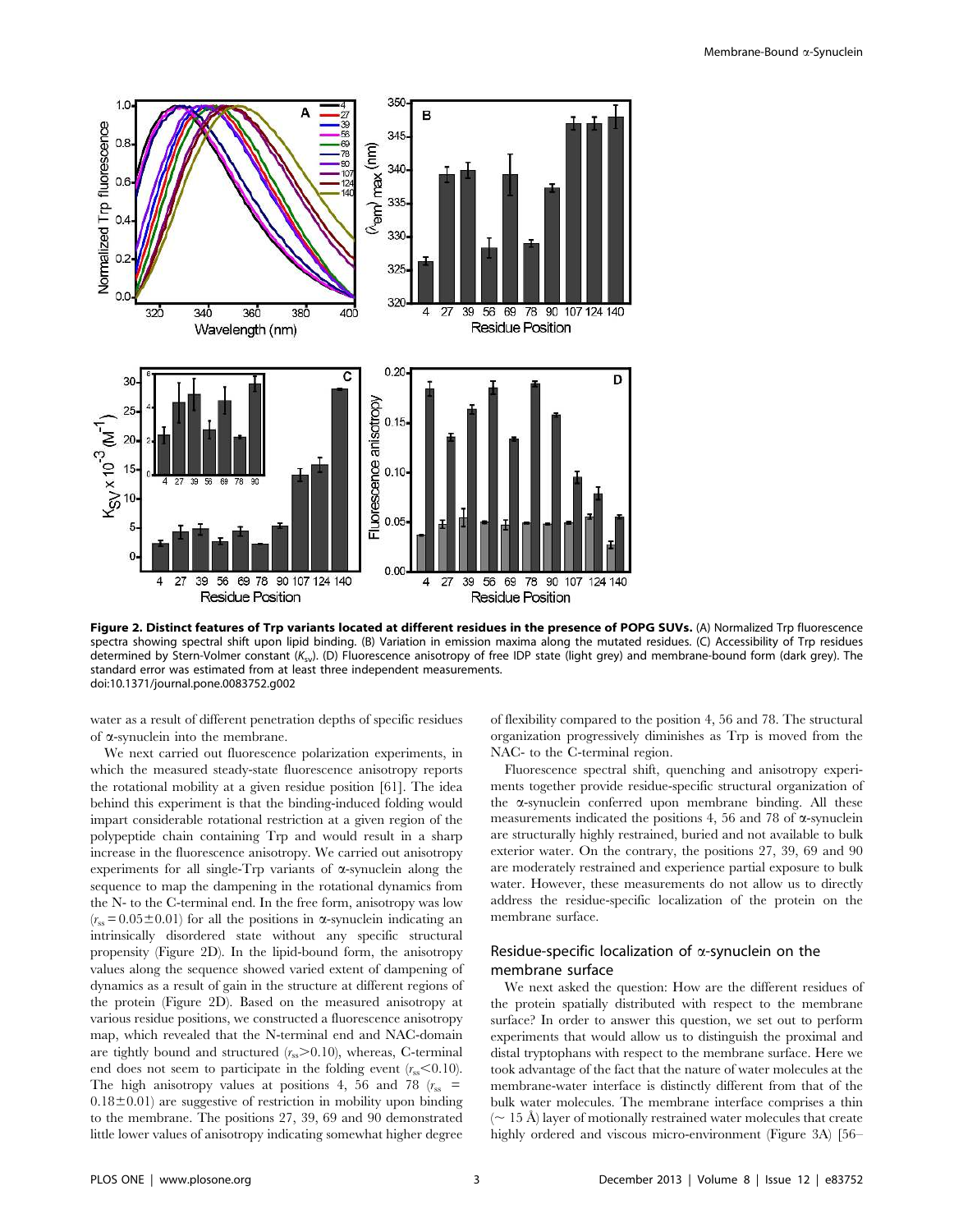**Figure 2. Distinct features of Trp variants located at different residues in the presence of POPG SUVs.** (A) Normalized Trp fluorescence spectra showing spectral shift upon lipid binding. (B) Variation in emission maxima along the mutated residues. (C) Accessibility of Trp residues determined by Stern-Volmer constant ($K_{sv}$). (D) Fluorescence anisotropy of free IDP state (light grey) and membrane-bound form (dark grey). The standard error was estimated from at least three independent measurements.
doi:10.1371/journal.pone.0083752.g002

water as a result of different penetration depths of specific residues of α-synuclein into the membrane.

We next carried out fluorescence polarization experiments, in which the measured steady-state fluorescence anisotropy reports the rotational mobility at a given residue position [61]. The idea behind this experiment is that the binding-induced folding would impart considerable rotational restriction at a given region of the polypeptide chain containing Trp and would result in a sharp increase in the fluorescence anisotropy. We carried out anisotropy experiments for all single-Trp variants of α-synuclein along the sequence to map the dampening in the rotational dynamics from the N- to the C-terminal end. In the free form, anisotropy was low ($r_{ss} = 0.05 \pm 0.01$) for all the positions in α-synuclein indicating an intrinsically disordered state without any specific structural propensity (Figure 2D). In the lipid-bound form, the anisotropy values along the sequence showed varied extent of dampening of dynamics as a result of gain in the structure at different regions of the protein (Figure 2D). Based on the measured anisotropy at various residue positions, we constructed a fluorescence anisotropy map, which revealed that the N-terminal end and NAC-domain are tightly bound and structured ($r_{ss} > 0.10$), whereas, C-terminal end does not seem to participate in the folding event ($r_{ss} < 0.10$). The high anisotropy values at positions 4, 56 and 78 ($r_{ss} = 0.18 \pm 0.01$) are suggestive of restriction in mobility upon binding to the membrane. The positions 27, 39, 69 and 90 demonstrated little lower values of anisotropy indicating somewhat higher degree of flexibility compared to the position 4, 56 and 78. The structural organization progressively diminishes as Trp is moved from the NAC- to the C-terminal region.

Fluorescence spectral shift, quenching and anisotropy experiments together provide residue-specific structural organization of the α-synuclein conferred upon membrane binding. All these measurements indicated the positions 4, 56 and 78 of α-synuclein are structurally highly restrained, buried and not available to bulk exterior water. On the contrary, the positions 27, 39, 69 and 90 are moderately restrained and experience partial exposure to bulk water. However, these measurements do not allow us to directly address the residue-specific localization of the protein on the membrane surface.

## Residue-specific localization of α-synuclein on the membrane surface

We next asked the question: How are the different residues of the protein spatially distributed with respect to the membrane surface? In order to answer this question, we set out to perform experiments that would allow us to distinguish the proximal and distal tryptophans with respect to the membrane surface. Here we took advantage of the fact that the nature of water molecules at the membrane-water interface is distinctly different from that of the bulk water molecules. The membrane interface comprises a thin (~ 15 Å) layer of motionally restrained water molecules that create highly ordered and viscous micro-environment (Figure 3A) [56–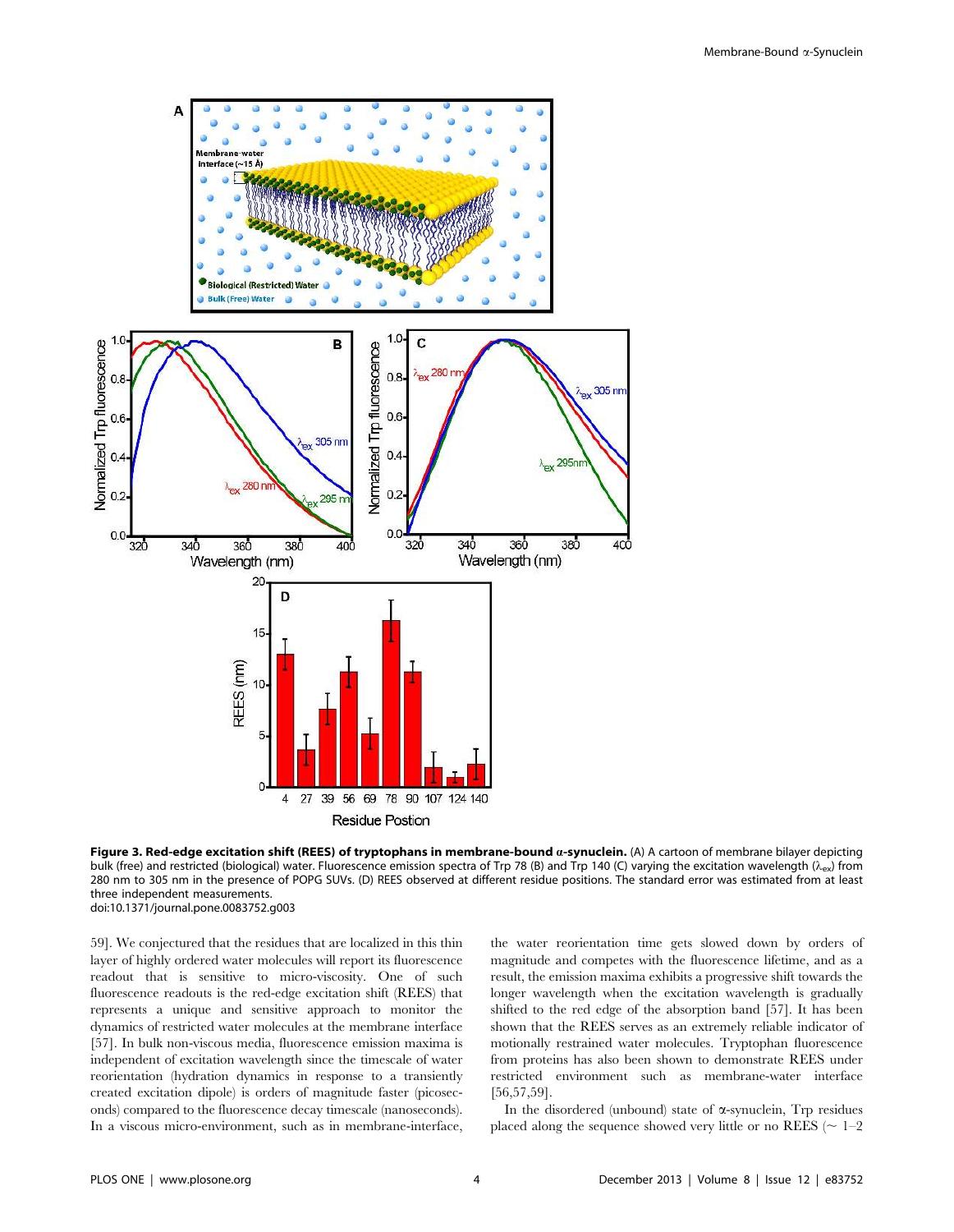**Figure 3. Red-edge excitation shift (REES) of tryptophans in membrane-bound α-synuclein.** (A) A cartoon of membrane bilayer depicting bulk (free) and restricted (biological) water. Fluorescence emission spectra of Trp 78 (B) and Trp 140 (C) varying the excitation wavelength ($\lambda_{ex}$) from 280 nm to 305 nm in the presence of POPG SUVs. (D) REES observed at different residue positions. The standard error was estimated from at least three independent measurements.
doi:10.1371/journal.pone.0083752.g003

59]. We conjectured that the residues that are localized in this thin layer of highly ordered water molecules will report its fluorescence readout that is sensitive to micro-viscosity. One of such fluorescence readouts is the red-edge excitation shift (REES) that represents a unique and sensitive approach to monitor the dynamics of restricted water molecules at the membrane interface [57]. In bulk non-viscous media, fluorescence emission maxima is independent of excitation wavelength since the timescale of water reorientation (hydration dynamics in response to a transiently created excitation dipole) is orders of magnitude faster (picoseconds) compared to the fluorescence decay timescale (nanoseconds). In a viscous micro-environment, such as in membrane-interface, the water reorientation time gets slowed down by orders of magnitude and competes with the fluorescence lifetime, and as a result, the emission maxima exhibits a progressive shift towards the longer wavelength when the excitation wavelength is gradually shifted to the red edge of the absorption band [57]. It has been shown that the REES serves as an extremely reliable indicator of motionally restrained water molecules. Tryptophan fluorescence from proteins has also been shown to demonstrate REES under restricted environment such as membrane-water interface [56,57,59].

In the disordered (unbound) state of α-synuclein, Trp residues placed along the sequence showed very little or no REES (~ 1–2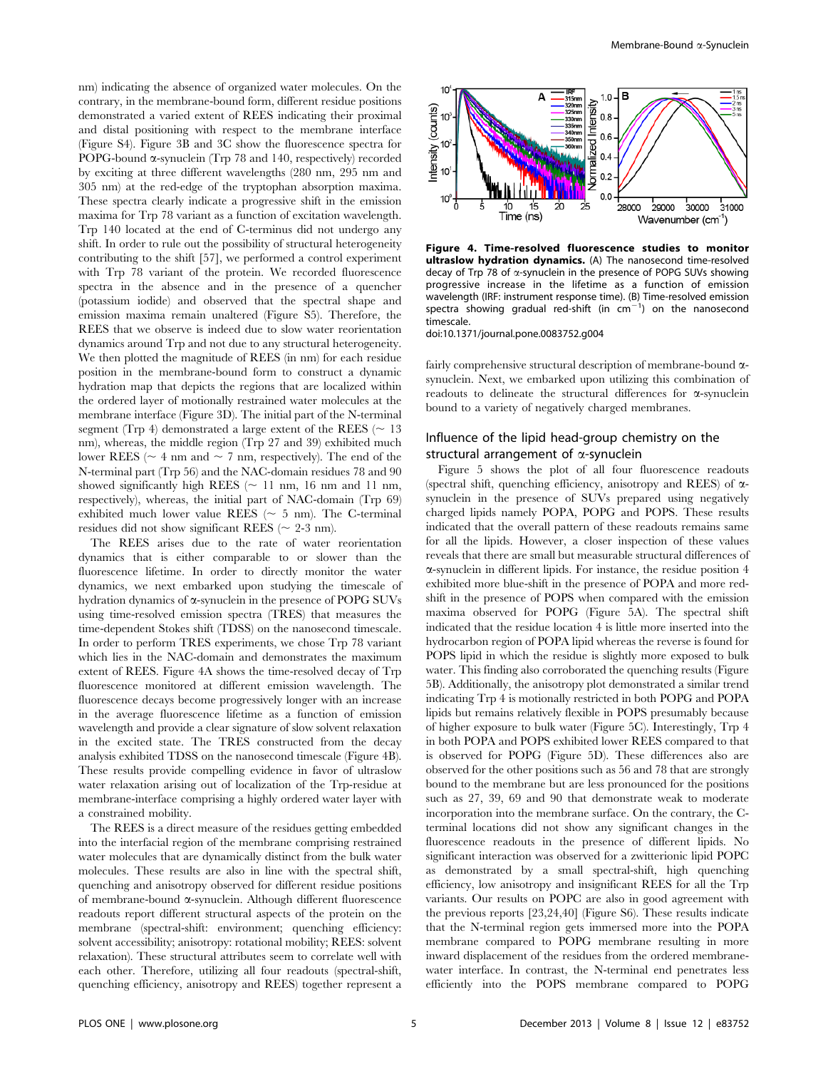nm) indicating the absence of organized water molecules. On the contrary, in the membrane-bound form, different residue positions demonstrated a varied extent of REES indicating their proximal and distal positioning with respect to the membrane interface (Figure S4). Figure 3B and 3C show the fluorescence spectra for POPG-bound α-synuclein (Trp 78 and 140, respectively) recorded by exciting at three different wavelengths (280 nm, 295 nm and 305 nm) at the red-edge of the tryptophan absorption maxima. These spectra clearly indicate a progressive shift in the emission maxima for Trp 78 variant as a function of excitation wavelength. Trp 140 located at the end of C-terminus did not undergo any shift. In order to rule out the possibility of structural heterogeneity contributing to the shift [57], we performed a control experiment with Trp 78 variant of the protein. We recorded fluorescence spectra in the absence and in the presence of a quencher (potassium iodide) and observed that the spectral shape and emission maxima remain unaltered (Figure S5). Therefore, the REES that we observe is indeed due to slow water reorientation dynamics around Trp and not due to any structural heterogeneity. We then plotted the magnitude of REES (in nm) for each residue position in the membrane-bound form to construct a dynamic hydration map that depicts the regions that are localized within the ordered layer of motionally restrained water molecules at the membrane interface (Figure 3D). The initial part of the N-terminal segment (Trp 4) demonstrated a large extent of the REES (~ 13 nm), whereas, the middle region (Trp 27 and 39) exhibited much lower REES (~ 4 nm and ~ 7 nm, respectively). The end of the N-terminal part (Trp 56) and the NAC-domain residues 78 and 90 showed significantly high REES (~ 11 nm, 16 nm and 11 nm, respectively), whereas, the initial part of NAC-domain (Trp 69) exhibited much lower value REES (~ 5 nm). The C-terminal residues did not show significant REES (~ 2-3 nm).

The REES arises due to the rate of water reorientation dynamics that is either comparable to or slower than the fluorescence lifetime. In order to directly monitor the water dynamics, we next embarked upon studying the timescale of hydration dynamics of α-synuclein in the presence of POPG SUVs using time-resolved emission spectra (TRES) that measures the time-dependent Stokes shift (TDSS) on the nanosecond timescale. In order to perform TRES experiments, we chose Trp 78 variant which lies in the NAC-domain and demonstrates the maximum extent of REES. Figure 4A shows the time-resolved decay of Trp fluorescence monitored at different emission wavelength. The fluorescence decays become progressively longer with an increase in the average fluorescence lifetime as a function of emission wavelength and provide a clear signature of slow solvent relaxation in the excited state. The TRES constructed from the decay analysis exhibited TDSS on the nanosecond timescale (Figure 4B). These results provide compelling evidence in favor of ultraslow water relaxation arising out of localization of the Trp-residue at membrane-interface comprising a highly ordered water layer with a constrained mobility.

The REES is a direct measure of the residues getting embedded into the interfacial region of the membrane comprising restrained water molecules that are dynamically distinct from the bulk water molecules. These results are also in line with the spectral shift, quenching and anisotropy observed for different residue positions of membrane-bound α-synuclein. Although different fluorescence readouts report different structural aspects of the protein on the membrane (spectral-shift: environment; quenching efficiency: solvent accessibility; anisotropy: rotational mobility; REES: solvent relaxation). These structural attributes seem to correlate well with each other. Therefore, utilizing all four readouts (spectral-shift, quenching efficiency, anisotropy and REES) together represent a

**Figure 4. Time-resolved fluorescence studies to monitor ultraslow hydration dynamics.** (A) The nanosecond time-resolved decay of Trp 78 of α-synuclein in the presence of POPG SUVs showing progressive increase in the lifetime as a function of emission wavelength (IRF: instrument response time). (B) Time-resolved emission spectra showing gradual red-shift (in $cm^{-1}$) on the nanosecond timescale.
doi:10.1371/journal.pone.0083752.g004

fairly comprehensive structural description of membrane-bound α-synuclein. Next, we embarked upon utilizing this combination of readouts to delineate the structural differences for α-synuclein bound to a variety of negatively charged membranes.

## Influence of the lipid head-group chemistry on the structural arrangement of α-synuclein

Figure 5 shows the plot of all four fluorescence readouts (spectral shift, quenching efficiency, anisotropy and REES) of α-synuclein in the presence of SUVs prepared using negatively charged lipids namely POPA, POPG and POPS. These results indicated that the overall pattern of these readouts remains same for all the lipids. However, a closer inspection of these values reveals that there are small but measurable structural differences of α-synuclein in different lipids. For instance, the residue position 4 exhibited more blue-shift in the presence of POPA and more red-shift in the presence of POPS when compared with the emission maxima observed for POPG (Figure 5A). The spectral shift indicated that the residue location 4 is little more inserted into the hydrocarbon region of POPA lipid whereas the reverse is found for POPS lipid in which the residue is slightly more exposed to bulk water. This finding also corroborated the quenching results (Figure 5B). Additionally, the anisotropy plot demonstrated a similar trend indicating Trp 4 is motionally restricted in both POPG and POPA lipids but remains relatively flexible in POPS presumably because of higher exposure to bulk water (Figure 5C). Interestingly, Trp 4 in both POPA and POPS exhibited lower REES compared to that is observed for POPG (Figure 5D). These differences also are observed for the other positions such as 56 and 78 that are strongly bound to the membrane but are less pronounced for the positions such as 27, 39, 69 and 90 that demonstrate weak to moderate incorporation into the membrane surface. On the contrary, the C-terminal locations did not show any significant changes in the fluorescence readouts in the presence of different lipids. No significant interaction was observed for a zwitterionic lipid POPC as demonstrated by a small spectral-shift, high quenching efficiency, low anisotropy and insignificant REES for all the Trp variants. Our results on POPC are also in good agreement with the previous reports [23,24,40] (Figure S6). These results indicate that the N-terminal region gets immersed more into the POPA membrane compared to POPG membrane resulting in more inward displacement of the residues from the ordered membrane-water interface. In contrast, the N-terminal end penetrates less efficiently into the POPS membrane compared to POPG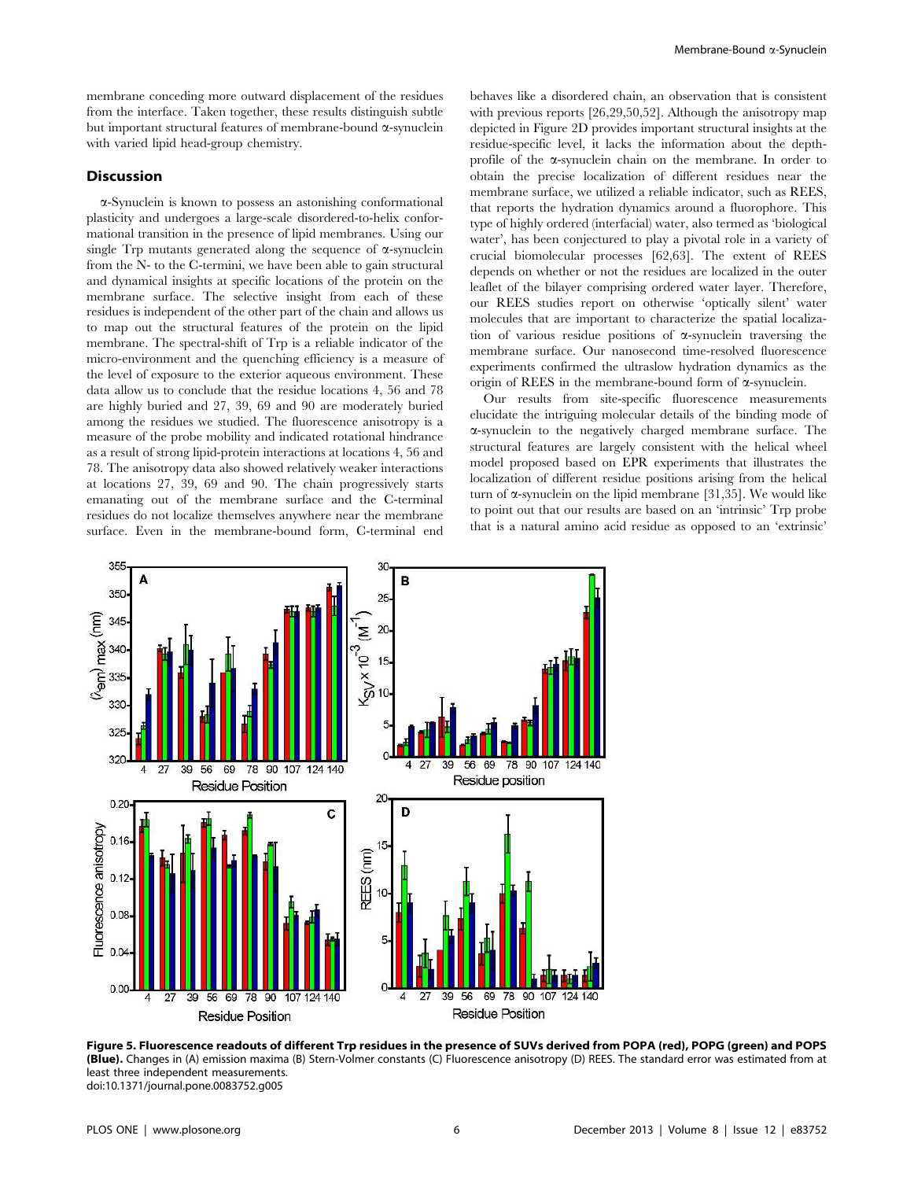membrane conceding more outward displacement of the residues from the interface. Taken together, these results distinguish subtle but important structural features of membrane-bound α-synuclein with varied lipid head-group chemistry.

## Discussion

α-Synuclein is known to possess an astonishing conformational plasticity and undergoes a large-scale disordered-to-helix conformational transition in the presence of lipid membranes. Using our single Trp mutants generated along the sequence of α-synuclein from the N- to the C-termini, we have been able to gain structural and dynamical insights at specific locations of the protein on the membrane surface. The selective insight from each of these residues is independent of the other part of the chain and allows us to map out the structural features of the protein on the lipid membrane. The spectral-shift of Trp is a reliable indicator of the micro-environment and the quenching efficiency is a measure of the level of exposure to the exterior aqueous environment. These data allow us to conclude that the residue locations 4, 56 and 78 are highly buried and 27, 39, 69 and 90 are moderately buried among the residues we studied. The fluorescence anisotropy is a measure of the probe mobility and indicated rotational hindrance as a result of strong lipid-protein interactions at locations 4, 56 and 78. The anisotropy data also showed relatively weaker interactions at locations 27, 39, 69 and 90. The chain progressively starts emanating out of the membrane surface and the C-terminal residues do not localize themselves anywhere near the membrane surface. Even in the membrane-bound form, C-terminal end behaves like a disordered chain, an observation that is consistent with previous reports [26,29,50,52]. Although the anisotropy map depicted in Figure 2D provides important structural insights at the residue-specific level, it lacks the information about the depth-profile of the α-synuclein chain on the membrane. In order to obtain the precise localization of different residues near the membrane surface, we utilized a reliable indicator, such as REES, that reports the hydration dynamics around a fluorophore. This type of highly ordered (interfacial) water, also termed as 'biological water', has been conjectured to play a pivotal role in a variety of crucial biomolecular processes [62,63]. The extent of REES depends on whether or not the residues are localized in the outer leaflet of the bilayer comprising ordered water layer. Therefore, our REES studies report on otherwise 'optically silent' water molecules that are important to characterize the spatial localization of various residue positions of α-synuclein traversing the membrane surface. Our nanosecond time-resolved fluorescence experiments confirmed the ultraslow hydration dynamics as the origin of REES in the membrane-bound form of α-synuclein.

Our results from site-specific fluorescence measurements elucidate the intriguing molecular details of the binding mode of α-synuclein to the negatively charged membrane surface. The structural features are largely consistent with the helical wheel model proposed based on EPR experiments that illustrates the localization of different residue positions arising from the helical turn of α-synuclein on the lipid membrane [31,35]. We would like to point out that our results are based on an 'intrinsic' Trp probe that is a natural amino acid residue as opposed to an 'extrinsic'

**Figure 5. Fluorescence readouts of different Trp residues in the presence of SUVs derived from POPA (red), POPG (green) and POPS (Blue).** Changes in (A) emission maxima (B) Stern-Volmer constants (C) Fluorescence anisotropy (D) REES. The standard error was estimated from at least three independent measurements.
doi:10.1371/journal.pone.0083752.g005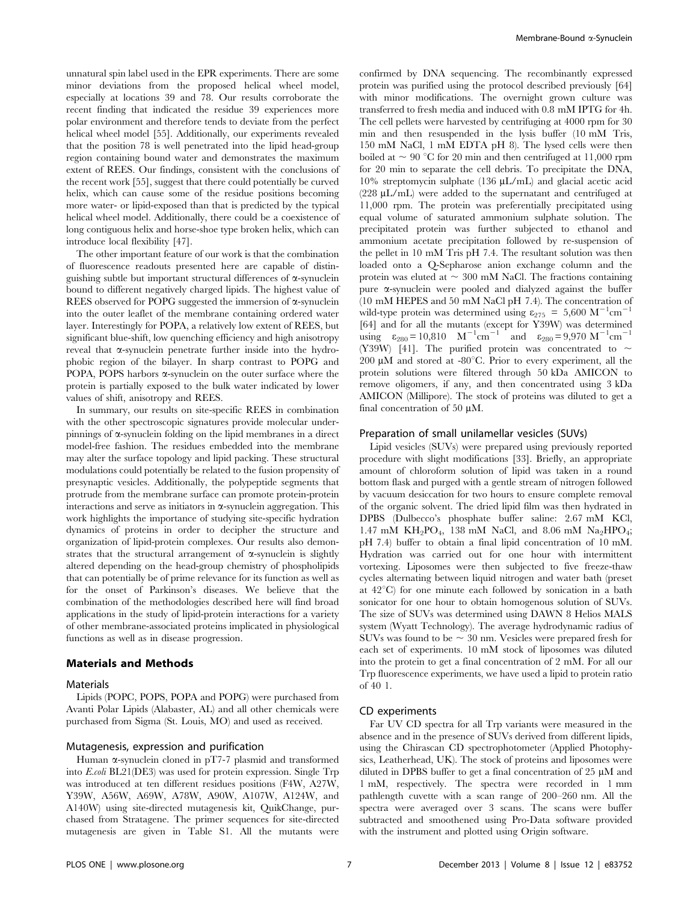unnatural spin label used in the EPR experiments. There are some minor deviations from the proposed helical wheel model, especially at locations 39 and 78. Our results corroborate the recent finding that indicated the residue 39 experiences more polar environment and therefore tends to deviate from the perfect helical wheel model [55]. Additionally, our experiments revealed that the position 78 is well penetrated into the lipid head-group region containing bound water and demonstrates the maximum extent of REES. Our findings, consistent with the conclusions of the recent work [55], suggest that there could potentially be curved helix, which can cause some of the residue positions becoming more water- or lipid-exposed than that is predicted by the typical helical wheel model. Additionally, there could be a coexistence of long contiguous helix and horse-shoe type broken helix, which can introduce local flexibility [47].

The other important feature of our work is that the combination of fluorescence readouts presented here are capable of distinguishing subtle but important structural differences of α-synuclein bound to different negatively charged lipids. The highest value of REES observed for POPG suggested the immersion of α-synuclein into the outer leaflet of the membrane containing ordered water layer. Interestingly for POPA, a relatively low extent of REES, but significant blue-shift, low quenching efficiency and high anisotropy reveal that α-synuclein penetrate further inside into the hydrophobic region of the bilayer. In sharp contrast to POPG and POPA, POPS harbors α-synuclein on the outer surface where the protein is partially exposed to the bulk water indicated by lower values of shift, anisotropy and REES.

In summary, our results on site-specific REES in combination with the other spectroscopic signatures provide molecular underpinnings of α-synuclein folding on the lipid membranes in a direct model-free fashion. The residues embedded into the membrane may alter the surface topology and lipid packing. These structural modulations could potentially be related to the fusion propensity of presynaptic vesicles. Additionally, the polypeptide segments that protrude from the membrane surface can promote protein-protein interactions and serve as initiators in α-synuclein aggregation. This work highlights the importance of studying site-specific hydration dynamics of proteins in order to decipher the structure and organization of lipid-protein complexes. Our results also demonstrates that the structural arrangement of α-synuclein is slightly altered depending on the head-group chemistry of phospholipids that can potentially be of prime relevance for its function as well as for the onset of Parkinson's diseases. We believe that the combination of the methodologies described here will find broad applications in the study of lipid-protein interactions for a variety of other membrane-associated proteins implicated in physiological functions as well as in disease progression.

## Materials and Methods

### Materials

Lipids (POPC, POPS, POPA and POPG) were purchased from Avanti Polar Lipids (Alabaster, AL) and all other chemicals were purchased from Sigma (St. Louis, MO) and used as received.

### Mutagenesis, expression and purification

Human α-synuclein cloned in pT7-7 plasmid and transformed into *E.coli* BL21(DE3) was used for protein expression. Single Trp was introduced at ten different residues positions (F4W, A27W, Y39W, A56W, A69W, A78W, A90W, A107W, A124W, and A140W) using site-directed mutagenesis kit, QuikChange, purchased from Stratagene. The primer sequences for site-directed mutagenesis are given in Table S1. All the mutants were confirmed by DNA sequencing. The recombinantly expressed protein was purified using the protocol described previously [64] with minor modifications. The overnight grown culture was transferred to fresh media and induced with 0.8 mM IPTG for 4h. The cell pellets were harvested by centrifuging at 4000 rpm for 30 min and then resuspended in the lysis buffer (10 mM Tris, 150 mM NaCl, 1 mM EDTA pH 8). The lysed cells were then boiled at ~ 90 °C for 20 min and then centrifuged at 11,000 rpm for 20 min to separate the cell debris. To precipitate the DNA, 10% streptomycin sulphate (136 μL/mL) and glacial acetic acid (228 μL/mL) were added to the supernatant and centrifuged at 11,000 rpm. The protein was preferentially precipitated using equal volume of saturated ammonium sulphate solution. The precipitated protein was further subjected to ethanol and ammonium acetate precipitation followed by re-suspension of the pellet in 10 mM Tris pH 7.4. The resultant solution was then loaded onto a Q-Sepharose anion exchange column and the protein was eluted at ~ 300 mM NaCl. The fractions containing pure α-synuclein were pooled and dialyzed against the buffer (10 mM HEPES and 50 mM NaCl pH 7.4). The concentration of wild-type protein was determined using $\varepsilon_{275}$ = 5,600 $M^{-1}cm^{-1}$ [64] and for all the mutants (except for Y39W) was determined using $\varepsilon_{280}$ = 10,810 $M^{-1}cm^{-1}$ and $\varepsilon_{280}$ = 9,970 $M^{-1}cm^{-1}$ (Y39W) [41]. The purified protein was concentrated to ~ 200 μM and stored at -80°C. Prior to every experiment, all the protein solutions were filtered through 50 kDa AMICON to remove oligomers, if any, and then concentrated using 3 kDa AMICON (Millipore). The stock of proteins was diluted to get a final concentration of 50 μM.

### Preparation of small unilamellar vesicles (SUVs)

Lipid vesicles (SUVs) were prepared using previously reported procedure with slight modifications [33]. Briefly, an appropriate amount of chloroform solution of lipid was taken in a round bottom flask and purged with a gentle stream of nitrogen followed by vacuum desiccation for two hours to ensure complete removal of the organic solvent. The dried lipid film was then hydrated in DPBS (Dulbecco's phosphate buffer saline: 2.67 mM KCl, 1.47 mM $KH_2PO_4$, 138 mM NaCl, and 8.06 mM $Na_2HPO_4$; pH 7.4) buffer to obtain a final lipid concentration of 10 mM. Hydration was carried out for one hour with intermittent vortexing. Liposomes were then subjected to five freeze-thaw cycles alternating between liquid nitrogen and water bath (preset at 42°C) for one minute each followed by sonication in a bath sonicator for one hour to obtain homogenous solution of SUVs. The size of SUVs was determined using DAWN 8 Helios MALS system (Wyatt Technology). The average hydrodynamic radius of SUVs was found to be ~ 30 nm. Vesicles were prepared fresh for each set of experiments. 10 mM stock of liposomes was diluted into the protein to get a final concentration of 2 mM. For all our Trp fluorescence experiments, we have used a lipid to protein ratio of 40 1.

### CD experiments

Far UV CD spectra for all Trp variants were measured in the absence and in the presence of SUVs derived from different lipids, using the Chirascan CD spectrophotometer (Applied Photophysics, Leatherhead, UK). The stock of proteins and liposomes were diluted in DPBS buffer to get a final concentration of 25 μM and 1 mM, respectively. The spectra were recorded in 1 mm pathlength cuvette with a scan range of 200–260 nm. All the spectra were averaged over 3 scans. The scans were buffer subtracted and smoothened using Pro-Data software provided with the instrument and plotted using Origin software.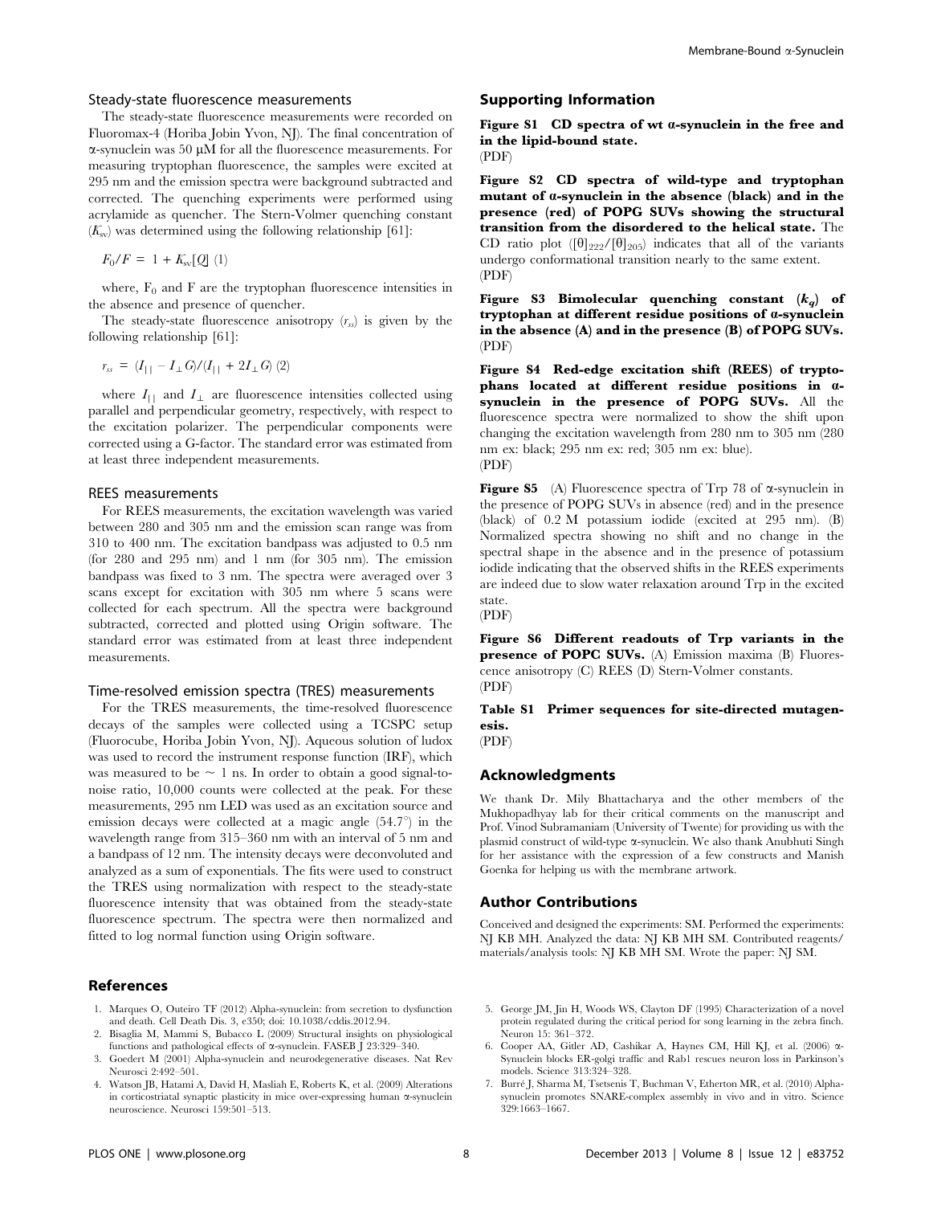### Steady-state fluorescence measurements

The steady-state fluorescence measurements were recorded on Fluoromax-4 (Horiba Jobin Yvon, NJ). The final concentration of α-synuclein was 50 μM for all the fluorescence measurements. For measuring tryptophan fluorescence, the samples were excited at 295 nm and the emission spectra were background subtracted and corrected. The quenching experiments were performed using acrylamide as quencher. The Stern-Volmer quenching constant ($K_{sv}$) was determined using the following relationship [61]:

$$F_0/F = 1 + K_{sv}[Q] \quad (1)$$

where, $F_0$ and F are the tryptophan fluorescence intensities in the absence and presence of quencher.

The steady-state fluorescence anisotropy ($r_{ss}$) is given by the following relationship [61]:

$$r_{ss} = (I_{||} - I_{\perp}G)/(I_{||} + 2I_{\perp}G) \quad (2)$$

where $I_{||}$ and $I_{\perp}$ are fluorescence intensities collected using parallel and perpendicular geometry, respectively, with respect to the excitation polarizer. The perpendicular components were corrected using a G-factor. The standard error was estimated from at least three independent measurements.

### REES measurements

For REES measurements, the excitation wavelength was varied between 280 and 305 nm and the emission scan range was from 310 to 400 nm. The excitation bandpass was adjusted to 0.5 nm (for 280 and 295 nm) and 1 nm (for 305 nm). The emission bandpass was fixed to 3 nm. The spectra were averaged over 3 scans except for excitation with 305 nm where 5 scans were collected for each spectrum. All the spectra were background subtracted, corrected and plotted using Origin software. The standard error was estimated from at least three independent measurements.

### Time-resolved emission spectra (TRES) measurements

For the TRES measurements, the time-resolved fluorescence decays of the samples were collected using a TCSPC setup (Fluorocube, Horiba Jobin Yvon, NJ). Aqueous solution of ludox was used to record the instrument response function (IRF), which was measured to be ~ 1 ns. In order to obtain a good signal-to-noise ratio, 10,000 counts were collected at the peak. For these measurements, 295 nm LED was used as an excitation source and emission decays were collected at a magic angle (54.7°) in the wavelength range from 315–360 nm with an interval of 5 nm and a bandpass of 12 nm. The intensity decays were deconvoluted and analyzed as a sum of exponentials. The fits were used to construct the TRES using normalization with respect to the steady-state fluorescence intensity that was obtained from the steady-state fluorescence spectrum. The spectra were then normalized and fitted to log normal function using Origin software.

## Supporting Information

**Figure S1 CD spectra of wt α-synuclein in the free and in the lipid-bound state.**
(PDF)

**Figure S2 CD spectra of wild-type and tryptophan mutant of α-synuclein in the absence (black) and in the presence (red) of POPG SUVs showing the structural transition from the disordered to the helical state.** The CD ratio plot ($[\theta]_{222}/[\theta]_{205}$) indicates that all of the variants undergo conformational transition nearly to the same extent.
(PDF)

**Figure S3 Bimolecular quenching constant ($k_q$) of tryptophan at different residue positions of α-synuclein in the absence (A) and in the presence (B) of POPG SUVs.**
(PDF)

**Figure S4 Red-edge excitation shift (REES) of tryptophans located at different residue positions in α-synuclein in the presence of POPG SUVs.** All the fluorescence spectra were normalized to show the shift upon changing the excitation wavelength from 280 nm to 305 nm (280 nm ex: black; 295 nm ex: red; 305 nm ex: blue).
(PDF)

**Figure S5** (A) Fluorescence spectra of Trp 78 of α-synuclein in the presence of POPG SUVs in absence (red) and in the presence (black) of 0.2 M potassium iodide (excited at 295 nm). (B) Normalized spectra showing no shift and no change in the spectral shape in the absence and in the presence of potassium iodide indicating that the observed shifts in the REES experiments are indeed due to slow water relaxation around Trp in the excited state.
(PDF)

**Figure S6 Different readouts of Trp variants in the presence of POPC SUVs.** (A) Emission maxima (B) Fluorescence anisotropy (C) REES (D) Stern-Volmer constants.
(PDF)

**Table S1 Primer sequences for site-directed mutagenesis.**
(PDF)

## Acknowledgments

We thank Dr. Mily Bhattacharya and the other members of the Mukhopadhyay lab for their critical comments on the manuscript and Prof. Vinod Subramaniam (University of Twente) for providing us with the plasmid construct of wild-type α-synuclein. We also thank Anubhuti Singh for her assistance with the expression of a few constructs and Manish Goenka for helping us with the membrane artwork.

## Author Contributions

Conceived and designed the experiments: SM. Performed the experiments: NJ KB MH. Analyzed the data: NJ KB MH SM. Contributed reagents/materials/analysis tools: NJ KB MH SM. Wrote the paper: NJ SM.

## References

1. Marques O, Outeiro TF (2012) Alpha-synuclein: from secretion to dysfunction and death. Cell Death Dis. 3, e350; doi: 10.1038/cddis.2012.94.
2. Bisaglia M, Mammi S, Bubacco L (2009) Structural insights on physiological functions and pathological effects of α-synuclein. FASEB J 23:329–340.
3. Goedert M (2001) Alpha-synuclein and neurodegenerative diseases. Nat Rev Neurosci 2:492–501.
4. Watson JB, Hatami A, David H, Masliah E, Roberts K, et al. (2009) Alterations in corticostriatal synaptic plasticity in mice over-expressing human α-synuclein neuroscience. Neurosci 159:501–513.
5. George JM, Jin H, Woods WS, Clayton DF (1995) Characterization of a novel protein regulated during the critical period for song learning in the zebra finch. Neuron 15: 361–372.
6. Cooper AA, Gitler AD, Cashikar A, Haynes CM, Hill KJ, et al. (2006) α-Synuclein blocks ER-golgi traffic and Rab1 rescues neuron loss in Parkinson's models. Science 313:324–328.
7. Burré J, Sharma M, Tsetsenis T, Buchman V, Etherton MR, et al. (2010) Alpha-synuclein promotes SNARE-complex assembly in vivo and in vitro. Science 329:1663–1667.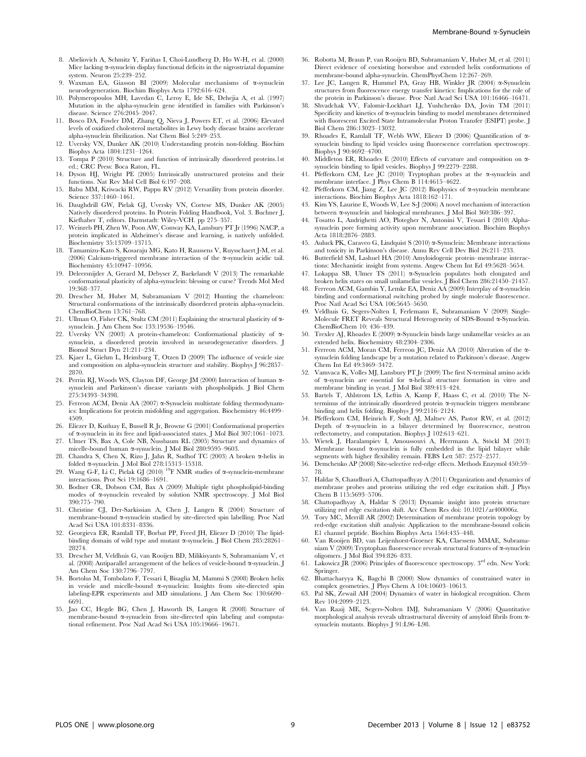8. Abeliovich A, Schmitz Y, Fariñas I, Choi-Lundberg D, Ho W-H, et al. (2000) Mice lacking α-synuclein display functional deficits in the nigrostriatal dopamine system. Neuron 25:239–252.
9. Waxman EA, Giasson BI (2009) Molecular mechanisms of α-synuclein neurodegeneration. Biochim Biophys Acta 1792:616–624.
10. Polymeropoulos MH, Lavedan C, Leroy E, Ide SE, Dehejia A, et al. (1997) Mutation in the alpha-synuclein gene identified in families with Parkinson's disease. Science 276:2045–2047.
11. Bosco DA, Fowler DM, Zhang Q, Nieva J, Powers ET, et al. (2006) Elevated levels of oxidized cholesterol metabolites in Lewy body disease brains accelerate alpha-synuclein fibrilization. Nat Chem Biol 5:249–253.
12. Uversky VN, Dunker AK (2010) Understanding protein non-folding. Biochim Biophys Acta 1804:1231–1264.
13. Tompa P (2010) Structure and function of intrinsically disordered proteins.1st ed.; CRC Press: Boca Raton, FL.
14. Dyson HJ, Wright PE (2005) Intrinsically unstructured proteins and their functions. Nat Rev Mol Cell Biol 6:197–208.
15. Babu MM, Kriwacki RW, Pappu RV (2012) Versatility from protein disorder. Science 337:1460–1461.
16. Daughdrill GW, Pielak GJ, Uversky VN, Cortese MS, Dunker AK (2005) Natively disordered proteins. In Protein Folding Handbook, Vol. 3. Buchner J, Kiefhaber T, editors. Darmstadt: Wiley-VCH. pp 275–357.
17. Weinreb PH, Zhen W, Poon AW, Conway KA, Lansbury PT Jr (1996) NACP, a protein implicated in Alzheimer's disease and learning, is natively unfolded. Biochemistry 35:13709–13715.
18. Tamamizu-Kato S, Kosaraju MG, Kato H, Raussens V, Ruysschaert J-M, et al. (2006) Calcium-triggered membrane interaction of the α-synuclein acidic tail. Biochemistry 45:10947–10956.
19. Deleersnijder A, Gerard M, Debyser Z, Baekelandt V (2013) The remarkable conformational plasticity of alpha-synuclein: blessing or curse? Trends Mol Med 19:368–377.
20. Drescher M, Huber M, Subramaniam V (2012) Hunting the chameleon: Structural conformations of the intrinsically disordered protein alpha-synuclein. ChemBioChem 13:761–768.
21. Ullman O, Fisher CK, Stultz CM (2011) Explaining the structural plasticity of α-synuclein. J Am Chem Soc 133:19536–19546.
22. Uversky VN (2003) A protein-chameleon: Conformational plasticity of α-synuclein, a disordered protein involved in neurodegenerative disorders. J Biomol Struct Dyn 21:211–234.
23. Kjaer L, Giehm L, Heimburg T, Otzen D (2009) The influence of vesicle size and composition on alpha-synuclein structure and stability. Biophys J 96:2857–2870.
24. Perrin RJ, Woods WS, Clayton DF, George JM (2000) Interaction of human α-synuclein and Parkinson's disease variants with phospholipids. J Biol Chem 275:34393–34398.
25. Ferreon ACM, Deniz AA (2007) α-Synuclein multistate folding thermodynamics: Implications for protein misfolding and aggregation. Biochemistry 46:4499–4509.
26. Eliezer D, Kutluay E, Bussell R Jr, Browne G (2001) Conformational properties of α-synuclein in its free and lipid-associated states. J Mol Biol 307:1061–1073.
27. Ulmer TS, Bax A, Cole NB, Nussbaum RL (2005) Structure and dynamics of micelle-bound human α-synuclein. J Mol Biol 280:9595–9603.
28. Chandra S, Chen X, Rizo J, Jahn R, Sudhof TC (2003) A broken α-helix in folded α-synuclein. J Mol Biol 278:15313–15318.
29. Wang G-F, Li C, Pielak GJ (2010) $^{19}$F NMR studies of α-synuclein-membrane interactions. Prot Sci 19:1686–1691.
30. Bodner CR, Dobson CM, Bax A (2009) Multiple tight phospholipid-binding modes of α-synuclein revealed by solution NMR spectroscopy. J Mol Biol 390:775–790.
31. Christine CJ, Der-Sarkissian A, Chen J, Langen R (2004) Structure of membrane-bound α-synuclein studied by site-directed spin labelling. Proc Natl Acad Sci USA 101:8331–8336.
32. Georgieva ER, Ramlall TF, Borbat PP, Freed JH, Eliezer D (2010) The lipid-binding domain of wild type and mutant α-synuclein. J Biol Chem 285:28261–28274.
33. Drescher M, Veldhuis G, van Rooijen BD, Milikisyants S, Subramaniam V, et al. (2008) Antiparallel arrangement of the helices of vesicle-bound α-synuclein. J Am Chem Soc 130:7796–7797.
34. Bortolus M, Tombolato F, Tessari I, Bisaglia M, Mammi S (2008) Broken helix in vesicle and micelle-bound α-synuclein: Insights from site-directed spin labeling-EPR experiments and MD simulations. J Am Chem Soc 130:6690–6691.
35. Jao CC, Hegde BG, Chen J, Haworth IS, Langen R (2008) Structure of membrane-bound α-synuclein from site-directed spin labeling and computational refinement. Proc Natl Acad Sci USA 105:19666–19671.
36. Robotta M, Braun P, van Rooijen BD, Subramaniam V, Huber M, et al. (2011) Direct evidence of coexisting horseshoe and extended helix conformations of membrane-bound alpha-synuclein. ChemPhysChem 12:267–269.
37. Lee JC, Langen R, Hummel PA, Gray HB, Winkler JR (2004) α-Synuclein structures from fluorescence energy transfer kinetics: Implications for the role of the protein in Parkinson's disease. Proc Natl Acad Sci USA 101:16466–16471.
38. Shvadchak VV, Falomir-Lockhart LJ, Yushchenko DA, Jovin TM (2011) Specificity and kinetics of α-synuclein binding to model membranes determined with fluorescent Excited State Intramolecular Proton Transfer (ESIPT) probe. J Biol Chem 286:13023–13032.
39. Rhoades E, Ramlall TF, Webb WW, Eliezer D (2006) Quantification of α-synuclein binding to lipid vesicles using fluorescence correlation spectroscopy. Biophys J 90:4692–4700.
40. Middleton ER, Rhoades E (2010) Effects of curvature and composition on α-synuclein binding to lipid vesicles. Biophys J 99:2279–2288.
41. Pfefferkorn CM, Lee JC (2010) Tryptophan probes at the α-synuclein and membrane interface. J Phys Chem B 114:4615–4622.
42. Pfefferkorn CM, Jiang Z, Lee JC (2012) Biophysics of α-synuclein membrane interactions. Biochim Biophys Acta 1818:162–171.
43. Kim YS, Laurine E, Woods W, Lee S-J (2006) A novel mechanism of interaction between α-synuclein and biological membranes. J Mol Biol 360:386–397.
44. Tosatto L, Andrighetti AO, Plotegher N, Antonini V, Tessari I (2010) Alpha-synuclein pore forming activity upon membrane association. Biochim Biophys Acta 1818:2876–2883.
45. Auluck PK, Caraveo G, Lindquist S (2010) α-Synuclein: Membrane interactions and toxicity in Parkinson's disease. Annu Rev Cell Dev Biol 26:211–233.
46. Butterfield SM, Lashuel HA (2010) Amyloidogenic protein–membrane interactions: Mechanistic insight from systems. Angew Chem Int Ed 49:5628–5654.
47. Lokappa SB, Ulmer TS (2011) α-Synuclein populates both elongated and broken helix states on small unilamellar vesicles. J Biol Chem 286:21450–21457.
48. Ferreon ACM, Gambin Y, Lemke EA, Deniz AA (2009) Interplay of α-synuclein binding and conformational switching probed by single molecule fluorescence. Proc Natl Acad Sci USA 106:5645–5650.
49. Veldhuis G, Segers-Nolten I, Ferlemann E, Subramaniam V (2009) Single-Molecule FRET Reveals Structural Heterogeneity of SDS-Bound α-Synuclein. ChemBioChem 10: 436–439.
50. Trexler AJ, Rhoades E (2009) α-Synuclein binds large unilamellar vesicles as an extended helix. Biochemistry 48:2304–2306.
51. Ferreon ACM, Moran CM, Ferreon JC, Deniz AA (2010) Alteration of the α-synuclein folding landscape by a mutation related to Parkinson's disease. Angew Chem Int Ed 49:3469–3472.
52. Vamvaca K, Volles MJ, Lansbury PT Jr (2009) The first N-terminal amino acids of α-synuclein are essential for α-helical structure formation in vitro and membrane binding in yeast. J Mol Biol 389:413–424.
53. Bartels T, Ahlstrom LS, Leftin A, Kamp F, Haass C, et al. (2010) The N-terminus of the intrinsically disordered protein α-synuclein triggers membrane binding and helix folding. Biophys J 99:2116–2124.
54. Pfefferkorn CM, Heinrich F, Sodt AJ, Maltsev AS, Pastor RW, et al. (2012) Depth of α-synuclein in a bilayer determined by fluorescence, neutron reflectometry, and computation. Biophys J 102:613–621.
55. Wietek J, Haralampiev I, Amoussouvi A, Herrmann A, Stöckl M (2013) Membrane bound α-synuclein is fully embedded in the lipid bilayer while segments with higher flexibility remain. FEBS Lett 587: 2572–2577.
56. Demchenko AP (2008) Site-selective red-edge effects. Methods Enzymol 450:59–78.
57. Haldar S, Chaudhuri A, Chattopadhyay A (2011) Organization and dynamics of membrane probes and proteins utilizing the red edge excitation shift. J Phys Chem B 115:5693–5706.
58. Chattopadhyay A, Haldar S (2013) Dynamic insight into protein structure utilizing red edge excitation shift. Acc Chem Res doi: 10.1021/ar400006z.
59. Tory MC, Merrill AR (2002) Determination of membrane protein topology by red-edge excitation shift analysis: Application to the membrane-bound colicin E1 channel peptide. Biochim Biophys Acta 1564:435–448.
60. Van Rooijen BD, van Leijenhorst-Groener KA, Claessens MMAE, Subramaniam V (2009) Tryptophan fluorescence reveals structural features of α-synuclein oligomers. J Mol Biol 394:826–833.
61. Lakowicz JR (2006) Principles of fluorescence spectroscopy. 3$^{rd}$ edn. New York: Springer.
62. Bhattacharyya K, Bagchi B (2000) Slow dynamics of constrained water in complex geometries. J Phys Chem A 104:10603–10613.
63. Pal SK, Zewail AH (2004) Dynamics of water in biological recognition. Chem Rev 104:2099–2123.
64. Van Raaij ME, Segers-Nolten IMJ, Subramaniam V (2006) Quantitative morphological analysis reveals ultrastructural diversity of amyloid fibrils from α-synuclein mutants. Biophys J 91:L96–L98.